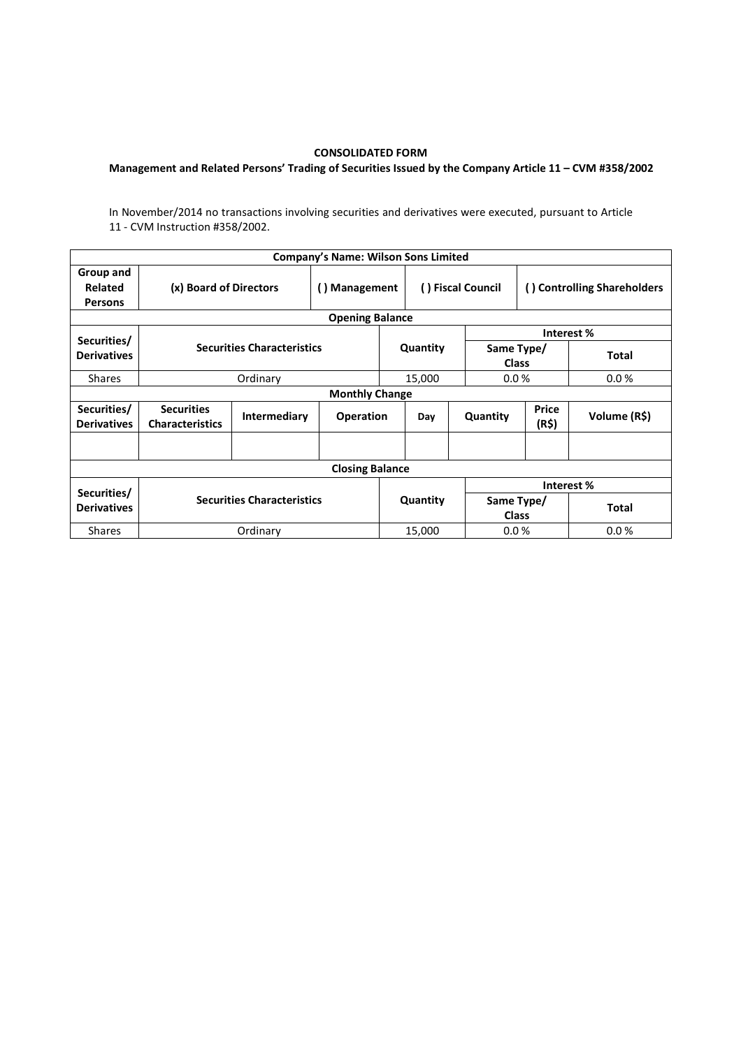**CONSOLIDATED FORM**

**Management and Related Persons' Trading of Securities Issued by the Company Article 11 – CVM #358/2002**

In November/2014 no transactions involving securities and derivatives were executed, pursuant to Article 11 - CVM Instruction #358/2002.

| **Company's Name: Wilson Sons Limited** | | | | | | | |
|---|---|---|---|---|---|---|---|
| **Group and Related Persons** | **(x) Board of Directors** | | **( ) Management** | **( ) Fiscal Council** | | **( ) Controlling Shareholders** | |
| **Opening Balance** | | | | | | | |
| **Securities/ Derivatives** | **Securities Characteristics** | | | **Quantity** | | **Interest %** | |
| | | | | | | **Same Type/ Class** | **Total** |
| Shares | Ordinary | | | 15,000 | | 0.0 % | 0.0 % |
| **Monthly Change** | | | | | | | |
| **Securities/ Derivatives** | **Securities Characteristics** | **Intermediary** | **Operation** | **Day** | **Quantity** | **Price (R$)** | **Volume (R$)** |
| | | | | | | | |
| **Closing Balance** | | | | | | | |
| **Securities/ Derivatives** | **Securities Characteristics** | | | **Quantity** | | **Interest %** | |
| | | | | | | **Same Type/ Class** | **Total** |
| Shares | Ordinary | | | 15,000 | | 0.0 % | 0.0 % |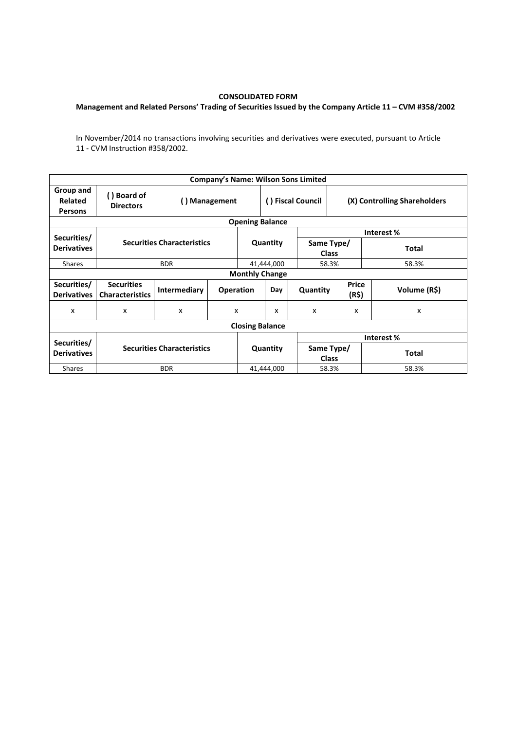**CONSOLIDATED FORM**

**Management and Related Persons' Trading of Securities Issued by the Company Article 11 – CVM #358/2002**

In November/2014 no transactions involving securities and derivatives were executed, pursuant to Article 11 - CVM Instruction #358/2002.

| Company's Name: Wilson Sons Limited | | | | | | | |
|---|---|---|---|---|---|---|---|
| **Group and Related Persons** | **( ) Board of Directors** | **( ) Management** | | **( ) Fiscal Council** | | **(X) Controlling Shareholders** | |
| **Opening Balance** | | | | | | | |
| **Securities/ Derivatives** | **Securities Characteristics** | | | **Quantity** | | **Interest %** | |
| | | | | | | **Same Type/ Class** | **Total** |
| Shares | BDR | | | 41,444,000 | | 58.3% | 58.3% |
| **Monthly Change** | | | | | | | |
| **Securities/ Derivatives** | **Securities Characteristics** | **Intermediary** | **Operation** | **Day** | **Quantity** | **Price (R$)** | **Volume (R$)** |
| x | x | x | x | x | x | x | x |
| **Closing Balance** | | | | | | | |
| **Securities/ Derivatives** | **Securities Characteristics** | | | **Quantity** | | **Interest %** | |
| | | | | | | **Same Type/ Class** | **Total** |
| Shares | BDR | | | 41,444,000 | | 58.3% | 58.3% |